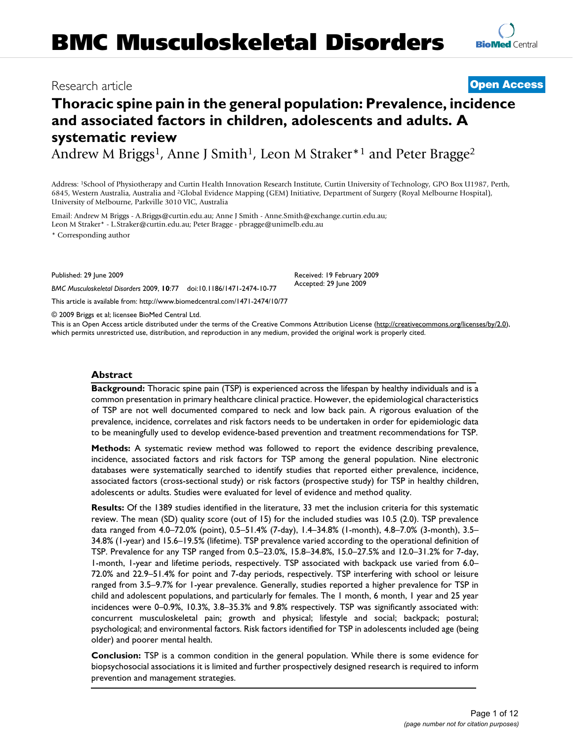# BMC Musculoskeletal Disorders

Research article

**Open Access**

# Thoracic spine pain in the general population: Prevalence, incidence and associated factors in children, adolescents and adults. A systematic review

Andrew M Briggs[1], Anne J Smith[1], Leon M Straker*[1] and Peter Bragge[2]

Address: [1]School of Physiotherapy and Curtin Health Innovation Research Institute, Curtin University of Technology, GPO Box U1987, Perth, 6845, Western Australia, Australia and [2]Global Evidence Mapping (GEM) Initiative, Department of Surgery (Royal Melbourne Hospital), University of Melbourne, Parkville 3010 VIC, Australia

Email: Andrew M Briggs - A.Briggs@curtin.edu.au; Anne J Smith - Anne.Smith@exchange.curtin.edu.au; Leon M Straker* - L.Straker@curtin.edu.au; Peter Bragge - pbragge@unimelb.edu.au

* Corresponding author

Published: 29 June 2009

*BMC Musculoskeletal Disorders* 2009, **10**:77 doi:10.1186/1471-2474-10-77

Received: 19 February 2009

Accepted: 29 June 2009

This article is available from: http://www.biomedcentral.com/1471-2474/10/77

© 2009 Briggs et al; licensee BioMed Central Ltd.

This is an Open Access article distributed under the terms of the Creative Commons Attribution License (http://creativecommons.org/licenses/by/2.0), which permits unrestricted use, distribution, and reproduction in any medium, provided the original work is properly cited.

## Abstract

**Background:** Thoracic spine pain (TSP) is experienced across the lifespan by healthy individuals and is a common presentation in primary healthcare clinical practice. However, the epidemiological characteristics of TSP are not well documented compared to neck and low back pain. A rigorous evaluation of the prevalence, incidence, correlates and risk factors needs to be undertaken in order for epidemiologic data to be meaningfully used to develop evidence-based prevention and treatment recommendations for TSP.

**Methods:** A systematic review method was followed to report the evidence describing prevalence, incidence, associated factors and risk factors for TSP among the general population. Nine electronic databases were systematically searched to identify studies that reported either prevalence, incidence, associated factors (cross-sectional study) or risk factors (prospective study) for TSP in healthy children, adolescents or adults. Studies were evaluated for level of evidence and method quality.

**Results:** Of the 1389 studies identified in the literature, 33 met the inclusion criteria for this systematic review. The mean (SD) quality score (out of 15) for the included studies was 10.5 (2.0). TSP prevalence data ranged from 4.0–72.0% (point), 0.5–51.4% (7-day), 1.4–34.8% (1-month), 4.8–7.0% (3-month), 3.5–34.8% (1-year) and 15.6–19.5% (lifetime). TSP prevalence varied according to the operational definition of TSP. Prevalence for any TSP ranged from 0.5–23.0%, 15.8–34.8%, 15.0–27.5% and 12.0–31.2% for 7-day, 1-month, 1-year and lifetime periods, respectively. TSP associated with backpack use varied from 6.0–72.0% and 22.9–51.4% for point and 7-day periods, respectively. TSP interfering with school or leisure ranged from 3.5–9.7% for 1-year prevalence. Generally, studies reported a higher prevalence for TSP in child and adolescent populations, and particularly for females. The 1 month, 6 month, 1 year and 25 year incidences were 0–0.9%, 10.3%, 3.8–35.3% and 9.8% respectively. TSP was significantly associated with: concurrent musculoskeletal pain; growth and physical; lifestyle and social; backpack; postural; psychological; and environmental factors. Risk factors identified for TSP in adolescents included age (being older) and poorer mental health.

**Conclusion:** TSP is a common condition in the general population. While there is some evidence for biopsychosocial associations it is limited and further prospectively designed research is required to inform prevention and management strategies.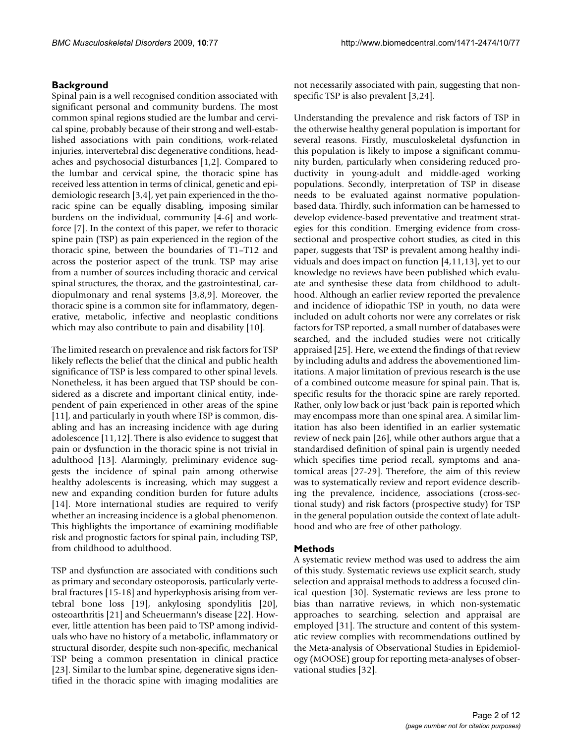## Background

Spinal pain is a well recognised condition associated with significant personal and community burdens. The most common spinal regions studied are the lumbar and cervical spine, probably because of their strong and well-established associations with pain conditions, work-related injuries, intervertebral disc degenerative conditions, headaches and psychosocial disturbances [1,2]. Compared to the lumbar and cervical spine, the thoracic spine has received less attention in terms of clinical, genetic and epidemiologic research [3,4], yet pain experienced in the thoracic spine can be equally disabling, imposing similar burdens on the individual, community [4-6] and workforce [7]. In the context of this paper, we refer to thoracic spine pain (TSP) as pain experienced in the region of the thoracic spine, between the boundaries of T1–T12 and across the posterior aspect of the trunk. TSP may arise from a number of sources including thoracic and cervical spinal structures, the thorax, and the gastrointestinal, cardiopulmonary and renal systems [3,8,9]. Moreover, the thoracic spine is a common site for inflammatory, degenerative, metabolic, infective and neoplastic conditions which may also contribute to pain and disability [10].

The limited research on prevalence and risk factors for TSP likely reflects the belief that the clinical and public health significance of TSP is less compared to other spinal levels. Nonetheless, it has been argued that TSP should be considered as a discrete and important clinical entity, independent of pain experienced in other areas of the spine [11], and particularly in youth where TSP is common, disabling and has an increasing incidence with age during adolescence [11,12]. There is also evidence to suggest that pain or dysfunction in the thoracic spine is not trivial in adulthood [13]. Alarmingly, preliminary evidence suggests the incidence of spinal pain among otherwise healthy adolescents is increasing, which may suggest a new and expanding condition burden for future adults [14]. More international studies are required to verify whether an increasing incidence is a global phenomenon. This highlights the importance of examining modifiable risk and prognostic factors for spinal pain, including TSP, from childhood to adulthood.

TSP and dysfunction are associated with conditions such as primary and secondary osteoporosis, particularly vertebral fractures [15-18] and hyperkyphosis arising from vertebral bone loss [19], ankylosing spondylitis [20], osteoarthritis [21] and Scheuermann's disease [22]. However, little attention has been paid to TSP among individuals who have no history of a metabolic, inflammatory or structural disorder, despite such non-specific, mechanical TSP being a common presentation in clinical practice [23]. Similar to the lumbar spine, degenerative signs identified in the thoracic spine with imaging modalities are not necessarily associated with pain, suggesting that non-specific TSP is also prevalent [3,24].

Understanding the prevalence and risk factors of TSP in the otherwise healthy general population is important for several reasons. Firstly, musculoskeletal dysfunction in this population is likely to impose a significant community burden, particularly when considering reduced productivity in young-adult and middle-aged working populations. Secondly, interpretation of TSP in disease needs to be evaluated against normative population-based data. Thirdly, such information can be harnessed to develop evidence-based preventative and treatment strategies for this condition. Emerging evidence from cross-sectional and prospective cohort studies, as cited in this paper, suggests that TSP is prevalent among healthy individuals and does impact on function [4,11,13], yet to our knowledge no reviews have been published which evaluate and synthesise these data from childhood to adulthood. Although an earlier review reported the prevalence and incidence of idiopathic TSP in youth, no data were included on adult cohorts nor were any correlates or risk factors for TSP reported, a small number of databases were searched, and the included studies were not critically appraised [25]. Here, we extend the findings of that review by including adults and address the abovementioned limitations. A major limitation of previous research is the use of a combined outcome measure for spinal pain. That is, specific results for the thoracic spine are rarely reported. Rather, only low back or just 'back' pain is reported which may encompass more than one spinal area. A similar limitation has also been identified in an earlier systematic review of neck pain [26], while other authors argue that a standardised definition of spinal pain is urgently needed which specifies time period recall, symptoms and anatomical areas [27-29]. Therefore, the aim of this review was to systematically review and report evidence describing the prevalence, incidence, associations (cross-sectional study) and risk factors (prospective study) for TSP in the general population outside the context of late adulthood and who are free of other pathology.

## Methods

A systematic review method was used to address the aim of this study. Systematic reviews use explicit search, study selection and appraisal methods to address a focused clinical question [30]. Systematic reviews are less prone to bias than narrative reviews, in which non-systematic approaches to searching, selection and appraisal are employed [31]. The structure and content of this systematic review complies with recommendations outlined by the Meta-analysis of Observational Studies in Epidemiology (MOOSE) group for reporting meta-analyses of observational studies [32].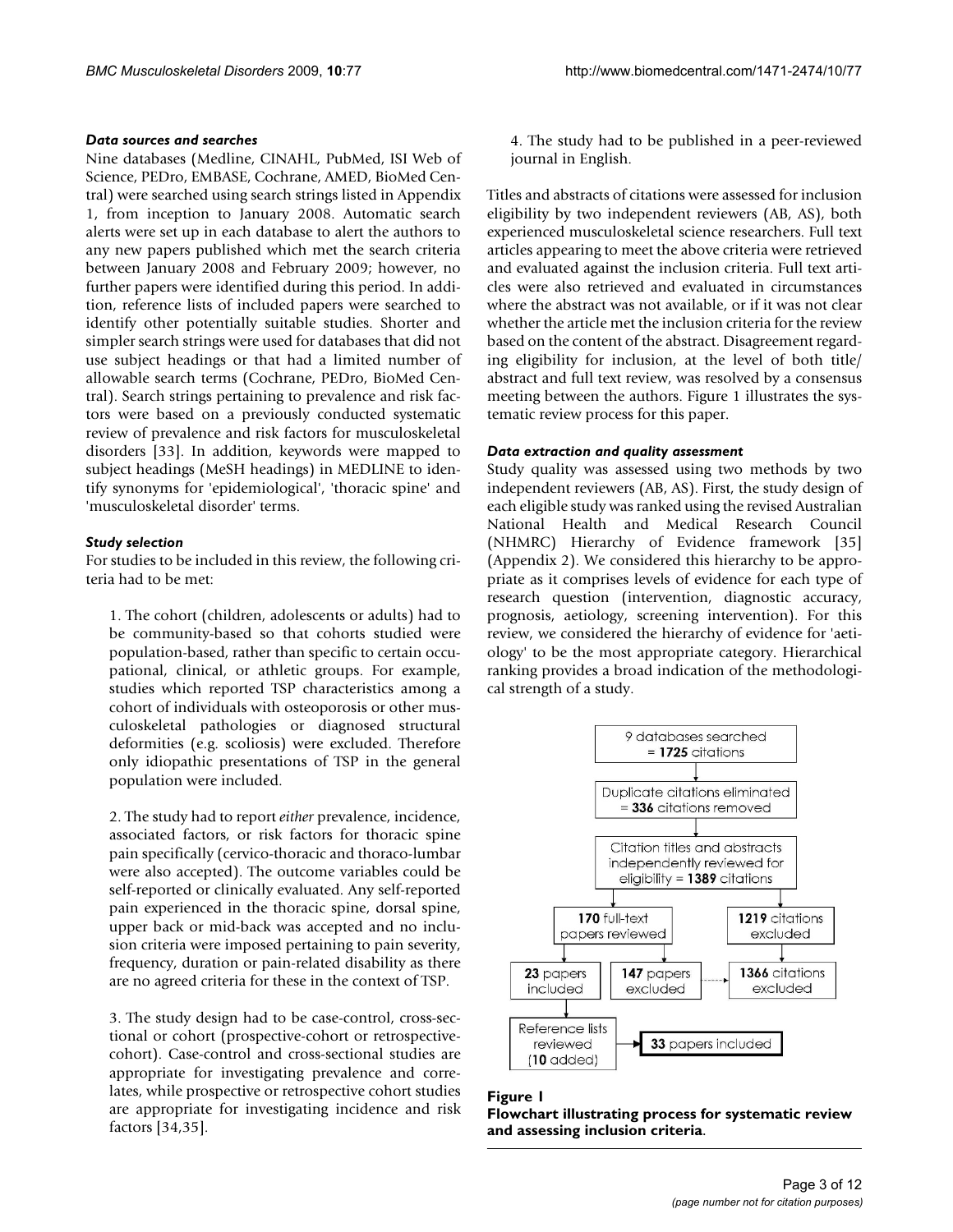### *Data sources and searches*

Nine databases (Medline, CINAHL, PubMed, ISI Web of Science, PEDro, EMBASE, Cochrane, AMED, BioMed Central) were searched using search strings listed in Appendix 1, from inception to January 2008. Automatic search alerts were set up in each database to alert the authors to any new papers published which met the search criteria between January 2008 and February 2009; however, no further papers were identified during this period. In addition, reference lists of included papers were searched to identify other potentially suitable studies. Shorter and simpler search strings were used for databases that did not use subject headings or that had a limited number of allowable search terms (Cochrane, PEDro, BioMed Central). Search strings pertaining to prevalence and risk factors were based on a previously conducted systematic review of prevalence and risk factors for musculoskeletal disorders [33]. In addition, keywords were mapped to subject headings (MeSH headings) in MEDLINE to identify synonyms for 'epidemiological', 'thoracic spine' and 'musculoskeletal disorder' terms.

### *Study selection*

For studies to be included in this review, the following criteria had to be met:

1. The cohort (children, adolescents or adults) had to be community-based so that cohorts studied were population-based, rather than specific to certain occupational, clinical, or athletic groups. For example, studies which reported TSP characteristics among a cohort of individuals with osteoporosis or other musculoskeletal pathologies or diagnosed structural deformities (e.g. scoliosis) were excluded. Therefore only idiopathic presentations of TSP in the general population were included.

2. The study had to report *either* prevalence, incidence, associated factors, or risk factors for thoracic spine pain specifically (cervico-thoracic and thoraco-lumbar were also accepted). The outcome variables could be self-reported or clinically evaluated. Any self-reported pain experienced in the thoracic spine, dorsal spine, upper back or mid-back was accepted and no inclusion criteria were imposed pertaining to pain severity, frequency, duration or pain-related disability as there are no agreed criteria for these in the context of TSP.

3. The study design had to be case-control, cross-sectional or cohort (prospective-cohort or retrospective-cohort). Case-control and cross-sectional studies are appropriate for investigating prevalence and correlates, while prospective or retrospective cohort studies are appropriate for investigating incidence and risk factors [34,35].

4. The study had to be published in a peer-reviewed journal in English.

Titles and abstracts of citations were assessed for inclusion eligibility by two independent reviewers (AB, AS), both experienced musculoskeletal science researchers. Full text articles appearing to meet the above criteria were retrieved and evaluated against the inclusion criteria. Full text articles were also retrieved and evaluated in circumstances where the abstract was not available, or if it was not clear whether the article met the inclusion criteria for the review based on the content of the abstract. Disagreement regarding eligibility for inclusion, at the level of both title/abstract and full text review, was resolved by a consensus meeting between the authors. Figure 1 illustrates the systematic review process for this paper.

### *Data extraction and quality assessment*

Study quality was assessed using two methods by two independent reviewers (AB, AS). First, the study design of each eligible study was ranked using the revised Australian National Health and Medical Research Council (NHMRC) Hierarchy of Evidence framework [35] (Appendix 2). We considered this hierarchy to be appropriate as it comprises levels of evidence for each type of research question (intervention, diagnostic accuracy, prognosis, aetiology, screening intervention). For this review, we considered the hierarchy of evidence for 'aetiology' to be the most appropriate category. Hierarchical ranking provides a broad indication of the methodological strength of a study.

9 databases searched = **1725** citations

Duplicate citations eliminated = **336** citations removed

Citation titles and abstracts independently reviewed for eligibility = **1389** citations

**170** full-text papers reviewed

**1219** citations excluded

**23** papers included

**147** papers excluded

**1366** citations excluded

Reference lists reviewed (**10** added)

**33** papers included

**Figure 1**
**Flowchart illustrating process for systematic review and assessing inclusion criteria.**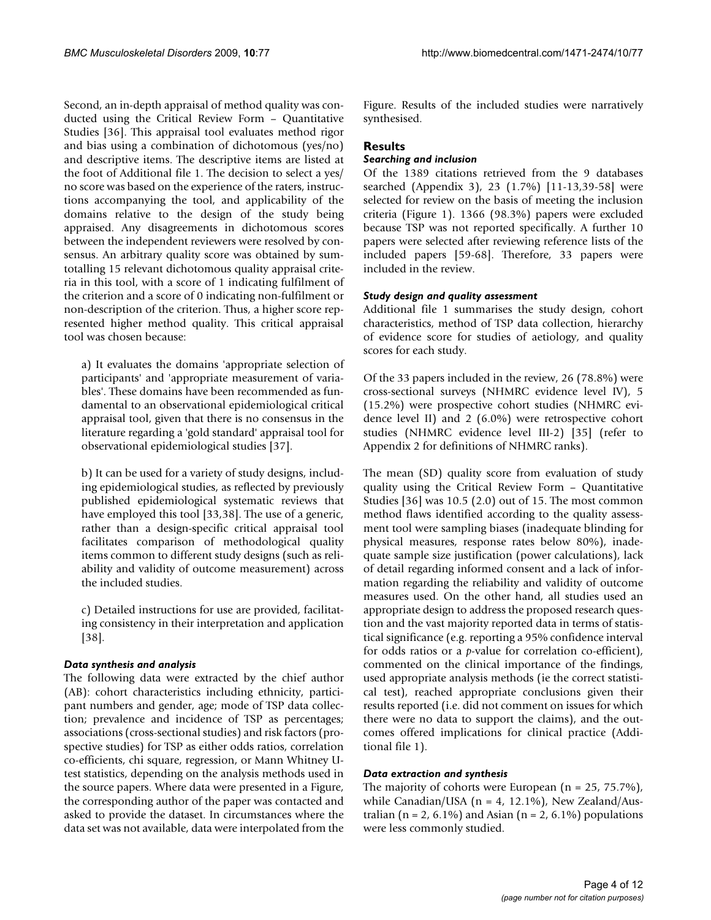Second, an in-depth appraisal of method quality was conducted using the Critical Review Form – Quantitative Studies [36]. This appraisal tool evaluates method rigor and bias using a combination of dichotomous (yes/no) and descriptive items. The descriptive items are listed at the foot of Additional file 1. The decision to select a yes/no score was based on the experience of the raters, instructions accompanying the tool, and applicability of the domains relative to the design of the study being appraised. Any disagreements in dichotomous scores between the independent reviewers were resolved by consensus. An arbitrary quality score was obtained by sumtotalling 15 relevant dichotomous quality appraisal criteria in this tool, with a score of 1 indicating fulfilment of the criterion and a score of 0 indicating non-fulfilment or non-description of the criterion. Thus, a higher score represented higher method quality. This critical appraisal tool was chosen because:

a) It evaluates the domains 'appropriate selection of participants' and 'appropriate measurement of variables'. These domains have been recommended as fundamental to an observational epidemiological critical appraisal tool, given that there is no consensus in the literature regarding a 'gold standard' appraisal tool for observational epidemiological studies [37].

b) It can be used for a variety of study designs, including epidemiological studies, as reflected by previously published epidemiological systematic reviews that have employed this tool [33,38]. The use of a generic, rather than a design-specific critical appraisal tool facilitates comparison of methodological quality items common to different study designs (such as reliability and validity of outcome measurement) across the included studies.

c) Detailed instructions for use are provided, facilitating consistency in their interpretation and application [38].

### *Data synthesis and analysis*

The following data were extracted by the chief author (AB): cohort characteristics including ethnicity, participant numbers and gender, age; mode of TSP data collection; prevalence and incidence of TSP as percentages; associations (cross-sectional studies) and risk factors (prospective studies) for TSP as either odds ratios, correlation co-efficients, chi square, regression, or Mann Whitney U-test statistics, depending on the analysis methods used in the source papers. Where data were presented in a Figure, the corresponding author of the paper was contacted and asked to provide the dataset. In circumstances where the data set was not available, data were interpolated from the Figure. Results of the included studies were narratively synthesised.

## Results

### *Searching and inclusion*

Of the 1389 citations retrieved from the 9 databases searched (Appendix 3), 23 (1.7%) [11-13,39-58] were selected for review on the basis of meeting the inclusion criteria (Figure 1). 1366 (98.3%) papers were excluded because TSP was not reported specifically. A further 10 papers were selected after reviewing reference lists of the included papers [59-68]. Therefore, 33 papers were included in the review.

### *Study design and quality assessment*

Additional file 1 summarises the study design, cohort characteristics, method of TSP data collection, hierarchy of evidence score for studies of aetiology, and quality scores for each study.

Of the 33 papers included in the review, 26 (78.8%) were cross-sectional surveys (NHMRC evidence level IV), 5 (15.2%) were prospective cohort studies (NHMRC evidence level II) and 2 (6.0%) were retrospective cohort studies (NHMRC evidence level III-2) [35] (refer to Appendix 2 for definitions of NHMRC ranks).

The mean (SD) quality score from evaluation of study quality using the Critical Review Form – Quantitative Studies [36] was 10.5 (2.0) out of 15. The most common method flaws identified according to the quality assessment tool were sampling biases (inadequate blinding for physical measures, response rates below 80%), inadequate sample size justification (power calculations), lack of detail regarding informed consent and a lack of information regarding the reliability and validity of outcome measures used. On the other hand, all studies used an appropriate design to address the proposed research question and the vast majority reported data in terms of statistical significance (e.g. reporting a 95% confidence interval for odds ratios or a *p*-value for correlation co-efficient), commented on the clinical importance of the findings, used appropriate analysis methods (ie the correct statistical test), reached appropriate conclusions given their results reported (i.e. did not comment on issues for which there were no data to support the claims), and the outcomes offered implications for clinical practice (Additional file 1).

### *Data extraction and synthesis*

The majority of cohorts were European (n = 25, 75.7%), while Canadian/USA (n = 4, 12.1%), New Zealand/Australian (n = 2, 6.1%) and Asian (n = 2, 6.1%) populations were less commonly studied.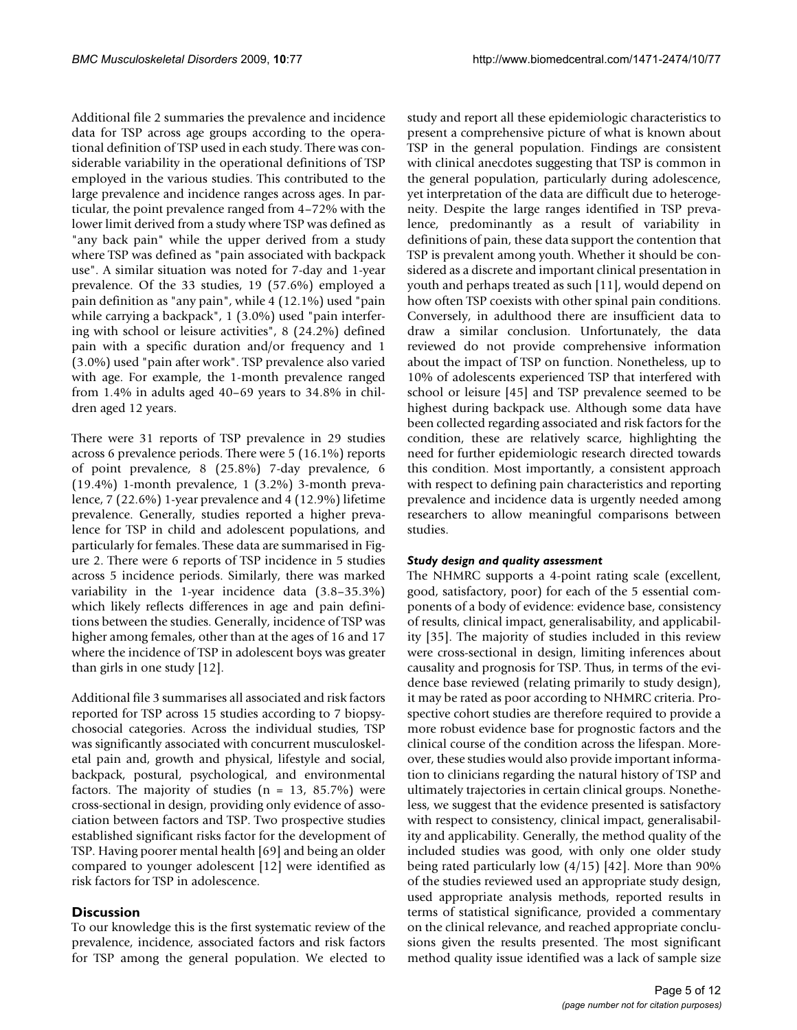Additional file 2 summaries the prevalence and incidence data for TSP across age groups according to the operational definition of TSP used in each study. There was considerable variability in the operational definitions of TSP employed in the various studies. This contributed to the large prevalence and incidence ranges across ages. In particular, the point prevalence ranged from 4–72% with the lower limit derived from a study where TSP was defined as "any back pain" while the upper derived from a study where TSP was defined as "pain associated with backpack use". A similar situation was noted for 7-day and 1-year prevalence. Of the 33 studies, 19 (57.6%) employed a pain definition as "any pain", while 4 (12.1%) used "pain while carrying a backpack", 1 (3.0%) used "pain interfering with school or leisure activities", 8 (24.2%) defined pain with a specific duration and/or frequency and 1 (3.0%) used "pain after work". TSP prevalence also varied with age. For example, the 1-month prevalence ranged from 1.4% in adults aged 40–69 years to 34.8% in children aged 12 years.

There were 31 reports of TSP prevalence in 29 studies across 6 prevalence periods. There were 5 (16.1%) reports of point prevalence, 8 (25.8%) 7-day prevalence, 6 (19.4%) 1-month prevalence, 1 (3.2%) 3-month prevalence, 7 (22.6%) 1-year prevalence and 4 (12.9%) lifetime prevalence. Generally, studies reported a higher prevalence for TSP in child and adolescent populations, and particularly for females. These data are summarised in Figure 2. There were 6 reports of TSP incidence in 5 studies across 5 incidence periods. Similarly, there was marked variability in the 1-year incidence data (3.8–35.3%) which likely reflects differences in age and pain definitions between the studies. Generally, incidence of TSP was higher among females, other than at the ages of 16 and 17 where the incidence of TSP in adolescent boys was greater than girls in one study [12].

Additional file 3 summarises all associated and risk factors reported for TSP across 15 studies according to 7 biopsychosocial categories. Across the individual studies, TSP was significantly associated with concurrent musculoskeletal pain and, growth and physical, lifestyle and social, backpack, postural, psychological, and environmental factors. The majority of studies (n = 13, 85.7%) were cross-sectional in design, providing only evidence of association between factors and TSP. Two prospective studies established significant risks factor for the development of TSP. Having poorer mental health [69] and being an older compared to younger adolescent [12] were identified as risk factors for TSP in adolescence.

## Discussion

To our knowledge this is the first systematic review of the prevalence, incidence, associated factors and risk factors for TSP among the general population. We elected to study and report all these epidemiologic characteristics to present a comprehensive picture of what is known about TSP in the general population. Findings are consistent with clinical anecdotes suggesting that TSP is common in the general population, particularly during adolescence, yet interpretation of the data are difficult due to heterogeneity. Despite the large ranges identified in TSP prevalence, predominantly as a result of variability in definitions of pain, these data support the contention that TSP is prevalent among youth. Whether it should be considered as a discrete and important clinical presentation in youth and perhaps treated as such [11], would depend on how often TSP coexists with other spinal pain conditions. Conversely, in adulthood there are insufficient data to draw a similar conclusion. Unfortunately, the data reviewed do not provide comprehensive information about the impact of TSP on function. Nonetheless, up to 10% of adolescents experienced TSP that interfered with school or leisure [45] and TSP prevalence seemed to be highest during backpack use. Although some data have been collected regarding associated and risk factors for the condition, these are relatively scarce, highlighting the need for further epidemiologic research directed towards this condition. Most importantly, a consistent approach with respect to defining pain characteristics and reporting prevalence and incidence data is urgently needed among researchers to allow meaningful comparisons between studies.

### *Study design and quality assessment*

The NHMRC supports a 4-point rating scale (excellent, good, satisfactory, poor) for each of the 5 essential components of a body of evidence: evidence base, consistency of results, clinical impact, generalisability, and applicability [35]. The majority of studies included in this review were cross-sectional in design, limiting inferences about causality and prognosis for TSP. Thus, in terms of the evidence base reviewed (relating primarily to study design), it may be rated as poor according to NHMRC criteria. Prospective cohort studies are therefore required to provide a more robust evidence base for prognostic factors and the clinical course of the condition across the lifespan. Moreover, these studies would also provide important information to clinicians regarding the natural history of TSP and ultimately trajectories in certain clinical groups. Nonetheless, we suggest that the evidence presented is satisfactory with respect to consistency, clinical impact, generalisability and applicability. Generally, the method quality of the included studies was good, with only one older study being rated particularly low (4/15) [42]. More than 90% of the studies reviewed used an appropriate study design, used appropriate analysis methods, reported results in terms of statistical significance, provided a commentary on the clinical relevance, and reached appropriate conclusions given the results presented. The most significant method quality issue identified was a lack of sample size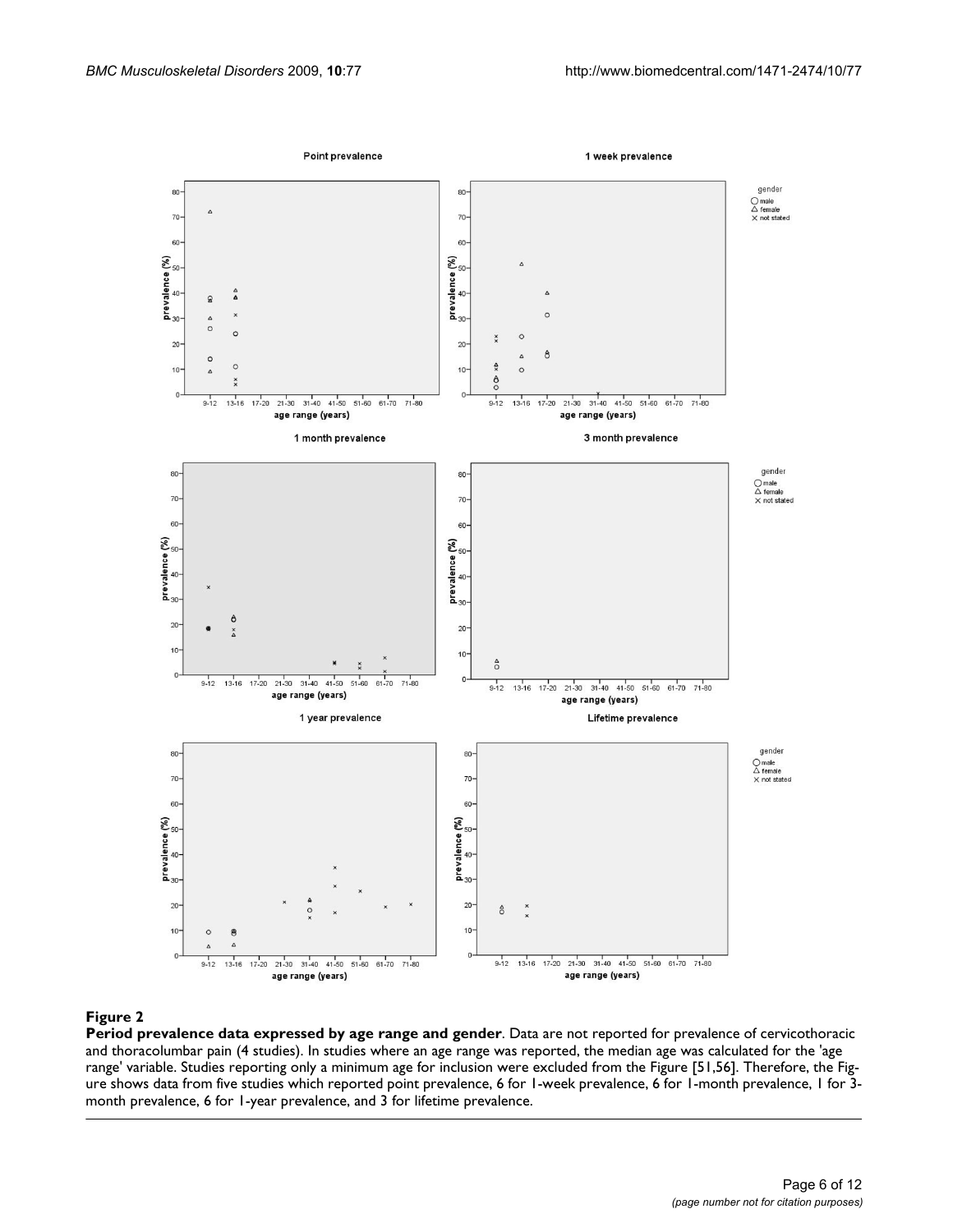**Figure 2**

**Period prevalence data expressed by age range and gender**. Data are not reported for prevalence of cervicothoracic and thoracolumbar pain (4 studies). In studies where an age range was reported, the median age was calculated for the 'age range' variable. Studies reporting only a minimum age for inclusion were excluded from the Figure [51,56]. Therefore, the Figure shows data from five studies which reported point prevalence, 6 for 1-week prevalence, 6 for 1-month prevalence, 1 for 3-month prevalence, 6 for 1-year prevalence, and 3 for lifetime prevalence.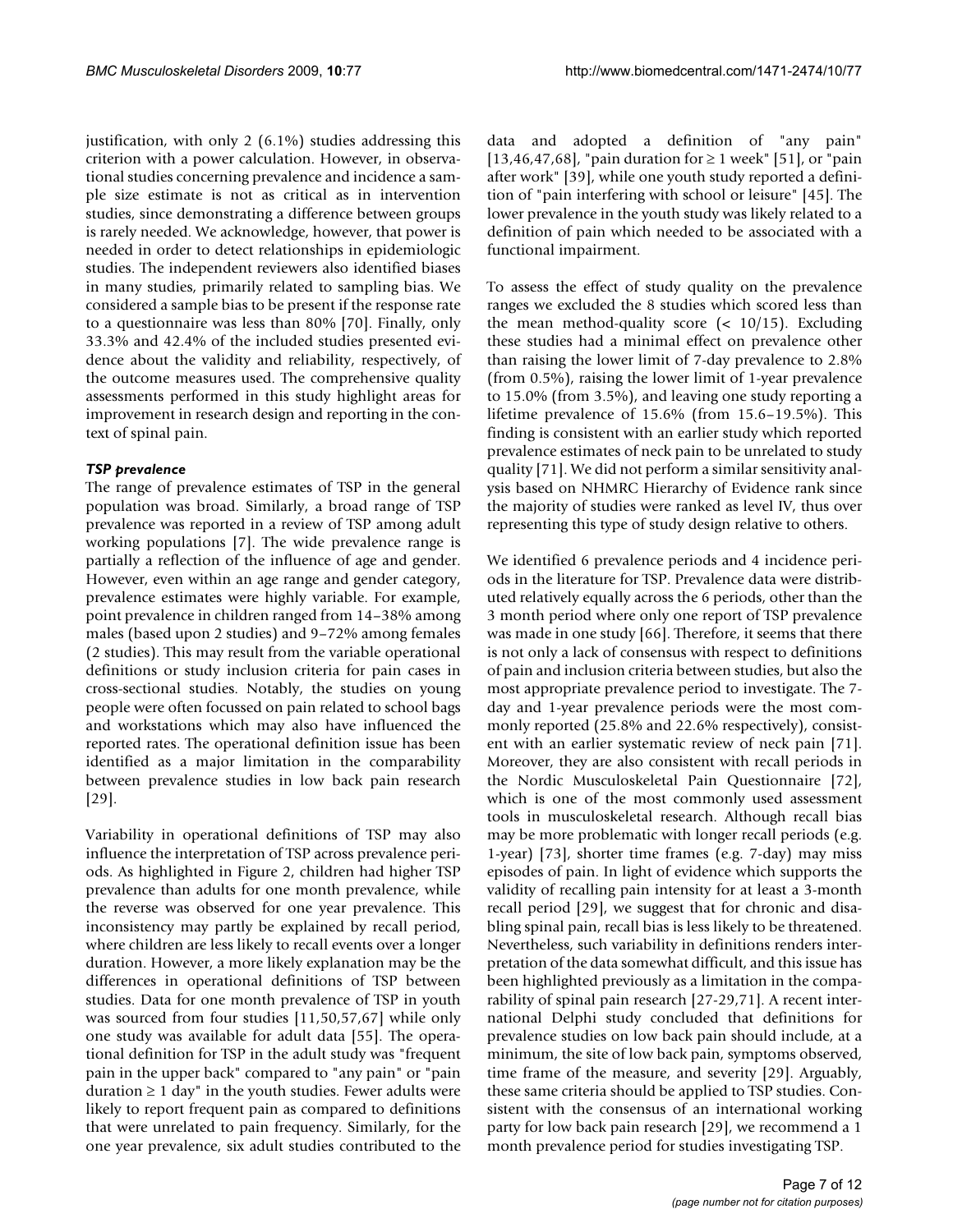justification, with only 2 (6.1%) studies addressing this criterion with a power calculation. However, in observational studies concerning prevalence and incidence a sample size estimate is not as critical as in intervention studies, since demonstrating a difference between groups is rarely needed. We acknowledge, however, that power is needed in order to detect relationships in epidemiologic studies. The independent reviewers also identified biases in many studies, primarily related to sampling bias. We considered a sample bias to be present if the response rate to a questionnaire was less than 80% [70]. Finally, only 33.3% and 42.4% of the included studies presented evidence about the validity and reliability, respectively, of the outcome measures used. The comprehensive quality assessments performed in this study highlight areas for improvement in research design and reporting in the context of spinal pain.

### *TSP prevalence*

The range of prevalence estimates of TSP in the general population was broad. Similarly, a broad range of TSP prevalence was reported in a review of TSP among adult working populations [7]. The wide prevalence range is partially a reflection of the influence of age and gender. However, even within an age range and gender category, prevalence estimates were highly variable. For example, point prevalence in children ranged from 14–38% among males (based upon 2 studies) and 9–72% among females (2 studies). This may result from the variable operational definitions or study inclusion criteria for pain cases in cross-sectional studies. Notably, the studies on young people were often focussed on pain related to school bags and workstations which may also have influenced the reported rates. The operational definition issue has been identified as a major limitation in the comparability between prevalence studies in low back pain research [29].

Variability in operational definitions of TSP may also influence the interpretation of TSP across prevalence periods. As highlighted in Figure 2, children had higher TSP prevalence than adults for one month prevalence, while the reverse was observed for one year prevalence. This inconsistency may partly be explained by recall period, where children are less likely to recall events over a longer duration. However, a more likely explanation may be the differences in operational definitions of TSP between studies. Data for one month prevalence of TSP in youth was sourced from four studies [11,50,57,67] while only one study was available for adult data [55]. The operational definition for TSP in the adult study was "frequent pain in the upper back" compared to "any pain" or "pain duration ≥ 1 day" in the youth studies. Fewer adults were likely to report frequent pain as compared to definitions that were unrelated to pain frequency. Similarly, for the one year prevalence, six adult studies contributed to the data and adopted a definition of "any pain" [13,46,47,68], "pain duration for ≥ 1 week" [51], or "pain after work" [39], while one youth study reported a definition of "pain interfering with school or leisure" [45]. The lower prevalence in the youth study was likely related to a definition of pain which needed to be associated with a functional impairment.

To assess the effect of study quality on the prevalence ranges we excluded the 8 studies which scored less than the mean method-quality score (< 10/15). Excluding these studies had a minimal effect on prevalence other than raising the lower limit of 7-day prevalence to 2.8% (from 0.5%), raising the lower limit of 1-year prevalence to 15.0% (from 3.5%), and leaving one study reporting a lifetime prevalence of 15.6% (from 15.6–19.5%). This finding is consistent with an earlier study which reported prevalence estimates of neck pain to be unrelated to study quality [71]. We did not perform a similar sensitivity analysis based on NHMRC Hierarchy of Evidence rank since the majority of studies were ranked as level IV, thus over representing this type of study design relative to others.

We identified 6 prevalence periods and 4 incidence periods in the literature for TSP. Prevalence data were distributed relatively equally across the 6 periods, other than the 3 month period where only one report of TSP prevalence was made in one study [66]. Therefore, it seems that there is not only a lack of consensus with respect to definitions of pain and inclusion criteria between studies, but also the most appropriate prevalence period to investigate. The 7-day and 1-year prevalence periods were the most commonly reported (25.8% and 22.6% respectively), consistent with an earlier systematic review of neck pain [71]. Moreover, they are also consistent with recall periods in the Nordic Musculoskeletal Pain Questionnaire [72], which is one of the most commonly used assessment tools in musculoskeletal research. Although recall bias may be more problematic with longer recall periods (e.g. 1-year) [73], shorter time frames (e.g. 7-day) may miss episodes of pain. In light of evidence which supports the validity of recalling pain intensity for at least a 3-month recall period [29], we suggest that for chronic and disabling spinal pain, recall bias is less likely to be threatened. Nevertheless, such variability in definitions renders interpretation of the data somewhat difficult, and this issue has been highlighted previously as a limitation in the comparability of spinal pain research [27-29,71]. A recent international Delphi study concluded that definitions for prevalence studies on low back pain should include, at a minimum, the site of low back pain, symptoms observed, time frame of the measure, and severity [29]. Arguably, these same criteria should be applied to TSP studies. Consistent with the consensus of an international working party for low back pain research [29], we recommend a 1 month prevalence period for studies investigating TSP.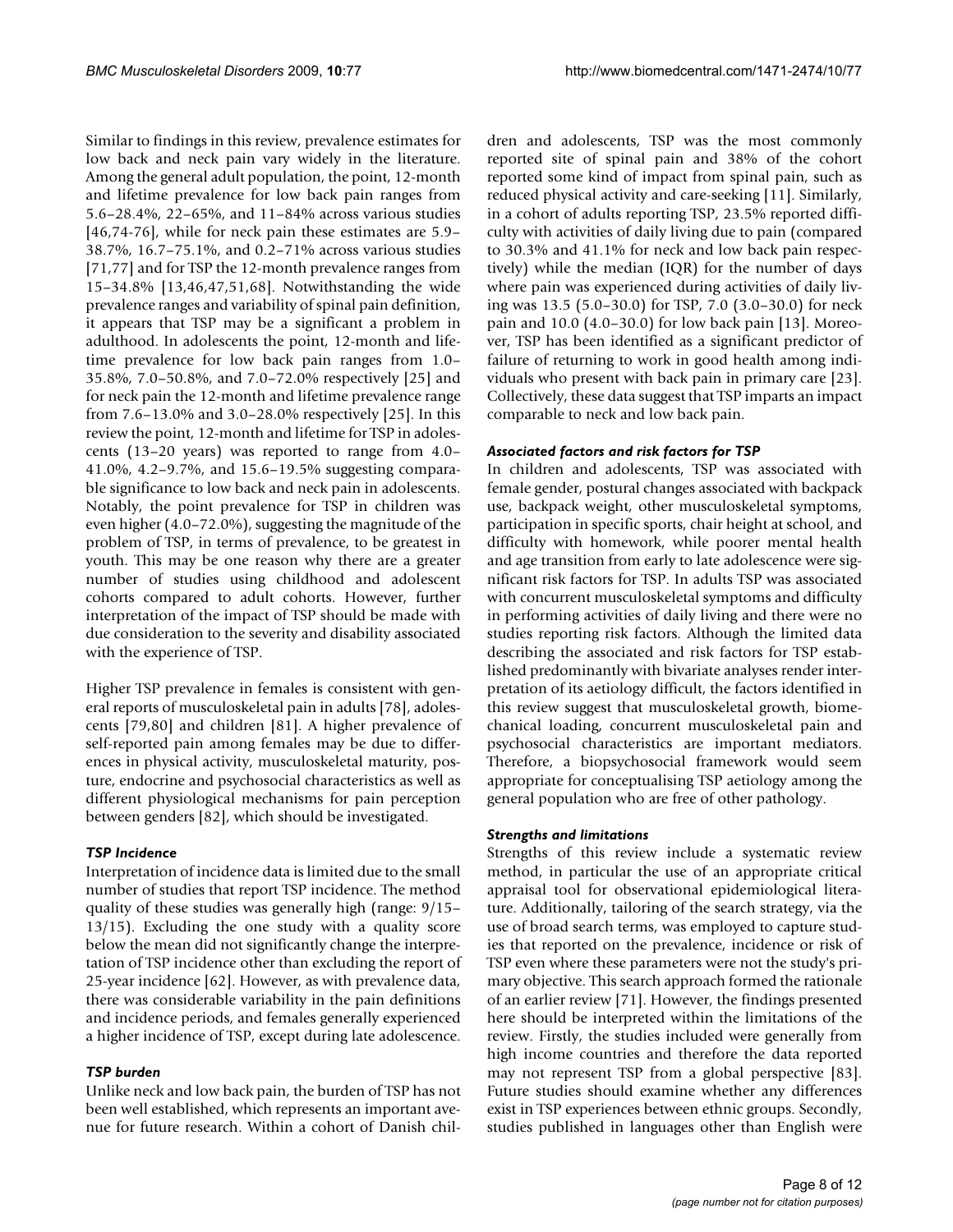Similar to findings in this review, prevalence estimates for low back and neck pain vary widely in the literature. Among the general adult population, the point, 12-month and lifetime prevalence for low back pain ranges from 5.6–28.4%, 22–65%, and 11–84% across various studies [46,74-76], while for neck pain these estimates are 5.9–38.7%, 16.7–75.1%, and 0.2–71% across various studies [71,77] and for TSP the 12-month prevalence ranges from 15–34.8% [13,46,47,51,68]. Notwithstanding the wide prevalence ranges and variability of spinal pain definition, it appears that TSP may be a significant a problem in adulthood. In adolescents the point, 12-month and lifetime prevalence for low back pain ranges from 1.0–35.8%, 7.0–50.8%, and 7.0–72.0% respectively [25] and for neck pain the 12-month and lifetime prevalence range from 7.6–13.0% and 3.0–28.0% respectively [25]. In this review the point, 12-month and lifetime for TSP in adolescents (13–20 years) was reported to range from 4.0–41.0%, 4.2–9.7%, and 15.6–19.5% suggesting comparable significance to low back and neck pain in adolescents. Notably, the point prevalence for TSP in children was even higher (4.0–72.0%), suggesting the magnitude of the problem of TSP, in terms of prevalence, to be greatest in youth. This may be one reason why there are a greater number of studies using childhood and adolescent cohorts compared to adult cohorts. However, further interpretation of the impact of TSP should be made with due consideration to the severity and disability associated with the experience of TSP.

Higher TSP prevalence in females is consistent with general reports of musculoskeletal pain in adults [78], adolescents [79,80] and children [81]. A higher prevalence of self-reported pain among females may be due to differences in physical activity, musculoskeletal maturity, posture, endocrine and psychosocial characteristics as well as different physiological mechanisms for pain perception between genders [82], which should be investigated.

### *TSP Incidence*

Interpretation of incidence data is limited due to the small number of studies that report TSP incidence. The method quality of these studies was generally high (range: 9/15–13/15). Excluding the one study with a quality score below the mean did not significantly change the interpretation of TSP incidence other than excluding the report of 25-year incidence [62]. However, as with prevalence data, there was considerable variability in the pain definitions and incidence periods, and females generally experienced a higher incidence of TSP, except during late adolescence.

### *TSP burden*

Unlike neck and low back pain, the burden of TSP has not been well established, which represents an important avenue for future research. Within a cohort of Danish children and adolescents, TSP was the most commonly reported site of spinal pain and 38% of the cohort reported some kind of impact from spinal pain, such as reduced physical activity and care-seeking [11]. Similarly, in a cohort of adults reporting TSP, 23.5% reported difficulty with activities of daily living due to pain (compared to 30.3% and 41.1% for neck and low back pain respectively) while the median (IQR) for the number of days where pain was experienced during activities of daily living was 13.5 (5.0–30.0) for TSP, 7.0 (3.0–30.0) for neck pain and 10.0 (4.0–30.0) for low back pain [13]. Moreover, TSP has been identified as a significant predictor of failure of returning to work in good health among individuals who present with back pain in primary care [23]. Collectively, these data suggest that TSP imparts an impact comparable to neck and low back pain.

### *Associated factors and risk factors for TSP*

In children and adolescents, TSP was associated with female gender, postural changes associated with backpack use, backpack weight, other musculoskeletal symptoms, participation in specific sports, chair height at school, and difficulty with homework, while poorer mental health and age transition from early to late adolescence were significant risk factors for TSP. In adults TSP was associated with concurrent musculoskeletal symptoms and difficulty in performing activities of daily living and there were no studies reporting risk factors. Although the limited data describing the associated and risk factors for TSP established predominantly with bivariate analyses render interpretation of its aetiology difficult, the factors identified in this review suggest that musculoskeletal growth, biomechanical loading, concurrent musculoskeletal pain and psychosocial characteristics are important mediators. Therefore, a biopsychosocial framework would seem appropriate for conceptualising TSP aetiology among the general population who are free of other pathology.

### *Strengths and limitations*

Strengths of this review include a systematic review method, in particular the use of an appropriate critical appraisal tool for observational epidemiological literature. Additionally, tailoring of the search strategy, via the use of broad search terms, was employed to capture studies that reported on the prevalence, incidence or risk of TSP even where these parameters were not the study's primary objective. This search approach formed the rationale of an earlier review [71]. However, the findings presented here should be interpreted within the limitations of the review. Firstly, the studies included were generally from high income countries and therefore the data reported may not represent TSP from a global perspective [83]. Future studies should examine whether any differences exist in TSP experiences between ethnic groups. Secondly, studies published in languages other than English were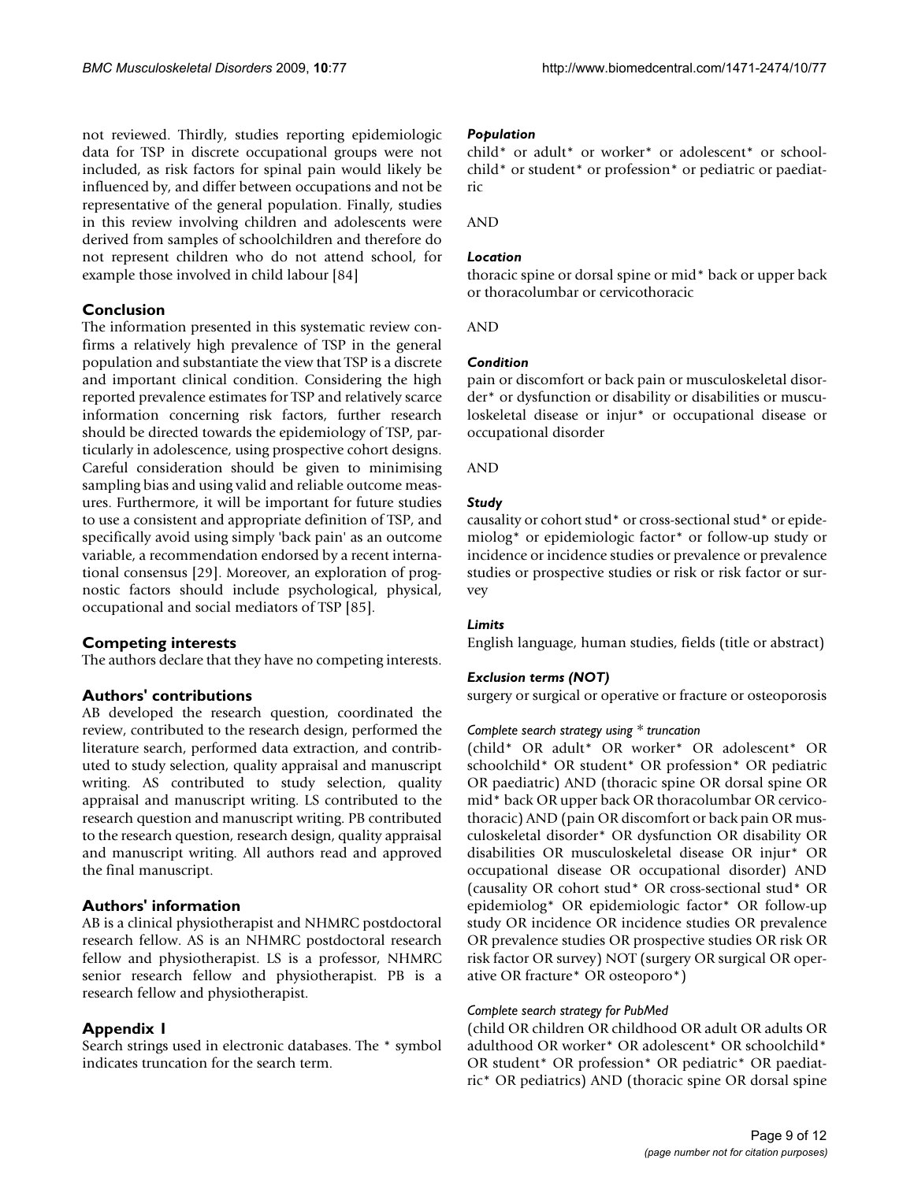not reviewed. Thirdly, studies reporting epidemiologic data for TSP in discrete occupational groups were not included, as risk factors for spinal pain would likely be influenced by, and differ between occupations and not be representative of the general population. Finally, studies in this review involving children and adolescents were derived from samples of schoolchildren and therefore do not represent children who do not attend school, for example those involved in child labour [84]

## Conclusion

The information presented in this systematic review confirms a relatively high prevalence of TSP in the general population and substantiate the view that TSP is a discrete and important clinical condition. Considering the high reported prevalence estimates for TSP and relatively scarce information concerning risk factors, further research should be directed towards the epidemiology of TSP, particularly in adolescence, using prospective cohort designs. Careful consideration should be given to minimising sampling bias and using valid and reliable outcome measures. Furthermore, it will be important for future studies to use a consistent and appropriate definition of TSP, and specifically avoid using simply 'back pain' as an outcome variable, a recommendation endorsed by a recent international consensus [29]. Moreover, an exploration of prognostic factors should include psychological, physical, occupational and social mediators of TSP [85].

## Competing interests

The authors declare that they have no competing interests.

## Authors' contributions

AB developed the research question, coordinated the review, contributed to the research design, performed the literature search, performed data extraction, and contributed to study selection, quality appraisal and manuscript writing. AS contributed to study selection, quality appraisal and manuscript writing. LS contributed to the research question and manuscript writing. PB contributed to the research question, research design, quality appraisal and manuscript writing. All authors read and approved the final manuscript.

## Authors' information

AB is a clinical physiotherapist and NHMRC postdoctoral research fellow. AS is an NHMRC postdoctoral research fellow and physiotherapist. LS is a professor, NHMRC senior research fellow and physiotherapist. PB is a research fellow and physiotherapist.

## Appendix 1

Search strings used in electronic databases. The * symbol indicates truncation for the search term.

### *Population*

child* or adult* or worker* or adolescent* or schoolchild* or student* or profession* or pediatric or paediatric

AND

### *Location*

thoracic spine or dorsal spine or mid* back or upper back or thoracolumbar or cervicothoracic

AND

### *Condition*

pain or discomfort or back pain or musculoskeletal disorder* or dysfunction or disability or disabilities or musculoskeletal disease or injur* or occupational disease or occupational disorder

AND

### *Study*

causality or cohort stud* or cross-sectional stud* or epidemiolog* or epidemiologic factor* or follow-up study or incidence or incidence studies or prevalence or prevalence studies or prospective studies or risk or risk factor or survey

### *Limits*

English language, human studies, fields (title or abstract)

### *Exclusion terms (NOT)*

surgery or surgical or operative or fracture or osteoporosis

#### *Complete search strategy using * truncation*

(child* OR adult* OR worker* OR adolescent* OR schoolchild* OR student* OR profession* OR pediatric OR paediatric) AND (thoracic spine OR dorsal spine OR mid* back OR upper back OR thoracolumbar OR cervicothoracic) AND (pain OR discomfort or back pain OR musculoskeletal disorder* OR dysfunction OR disability OR disabilities OR musculoskeletal disease OR injur* OR occupational disease OR occupational disorder) AND (causality OR cohort stud* OR cross-sectional stud* OR epidemiolog* OR epidemiologic factor* OR follow-up study OR incidence OR incidence studies OR prevalence OR prevalence studies OR prospective studies OR risk OR risk factor OR survey) NOT (surgery OR surgical OR operative OR fracture* OR osteoporo*)

#### *Complete search strategy for PubMed*

(child OR children OR childhood OR adult OR adults OR adulthood OR worker* OR adolescent* OR schoolchild* OR student* OR profession* OR pediatric* OR paediatric* OR pediatrics) AND (thoracic spine OR dorsal spine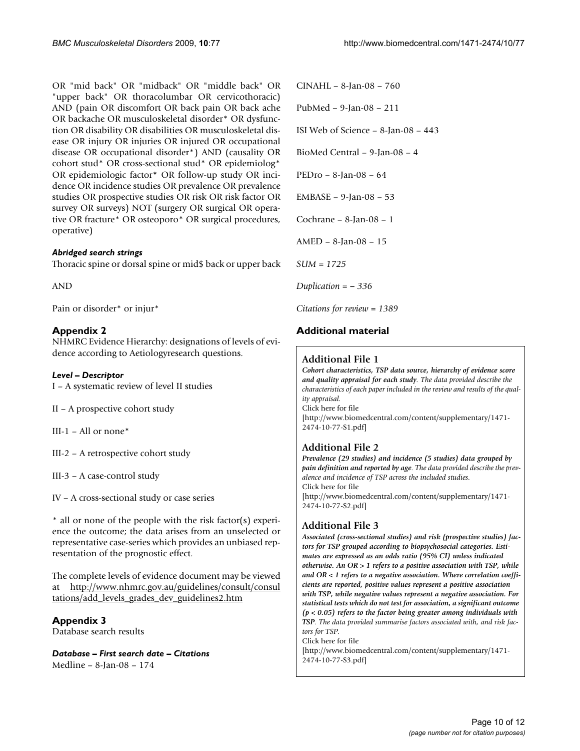OR "mid back" OR "midback" OR "middle back" OR "upper back" OR thoracolumbar OR cervicothoracic) AND (pain OR discomfort OR back pain OR back ache OR backache OR musculoskeletal disorder* OR dysfunction OR disability OR disabilities OR musculoskeletal disease OR injury OR injuries OR injured OR occupational disease OR occupational disorder*) AND (causality OR cohort stud* OR cross-sectional stud* OR epidemiolog* OR epidemiologic factor* OR follow-up study OR incidence OR incidence studies OR prevalence OR prevalence studies OR prospective studies OR risk OR risk factor OR survey OR surveys) NOT (surgery OR surgical OR operative OR fracture* OR osteoporo* OR surgical procedures, operative)

### *Abridged search strings*

Thoracic spine or dorsal spine or mid$ back or upper back

AND

Pain or disorder* or injur*

## Appendix 2

NHMRC Evidence Hierarchy: designations of levels of evidence according to Aetiologyresearch questions.

### *Level – Descriptor*

I – A systematic review of level II studies

II – A prospective cohort study

III-1 – All or none*

III-2 – A retrospective cohort study

III-3 – A case-control study

IV – A cross-sectional study or case series

* all or none of the people with the risk factor(s) experience the outcome; the data arises from an unselected or representative case-series which provides an unbiased representation of the prognostic effect.

The complete levels of evidence document may be viewed at http://www.nhmrc.gov.au/guidelines/consult/consultations/add_levels_grades_dev_guidelines2.htm

## Appendix 3

Database search results

### *Database – First search date – Citations*

Medline – 8-Jan-08 – 174

CINAHL – 8-Jan-08 – 760

PubMed – 9-Jan-08 – 211

ISI Web of Science – 8-Jan-08 – 443

BioMed Central – 9-Jan-08 – 4

PEDro – 8-Jan-08 – 64

EMBASE – 9-Jan-08 – 53

Cochrane – 8-Jan-08 – 1

AMED – 8-Jan-08 – 15

*SUM = 1725*

*Duplication = – 336*

*Citations for review = 1389*

## Additional material

### Additional File 1

***Cohort characteristics, TSP data source, hierarchy of evidence score and quality appraisal for each study****. The data provided describe the characteristics of each paper included in the review and results of the quality appraisal.*

Click here for file

[http://www.biomedcentral.com/content/supplementary/1471-2474-10-77-S1.pdf]

### Additional File 2

***Prevalence (29 studies) and incidence (5 studies) data grouped by pain definition and reported by age****. The data provided describe the prevalence and incidence of TSP across the included studies.*

Click here for file

[http://www.biomedcentral.com/content/supplementary/1471-2474-10-77-S2.pdf]

### Additional File 3

***Associated (cross-sectional studies) and risk (prospective studies) factors for TSP grouped according to biopsychosocial categories. Estimates are expressed as an odds ratio (95% CI) unless indicated otherwise. An OR > 1 refers to a positive association with TSP, while and OR < 1 refers to a negative association. Where correlation coefficients are reported, positive values represent a positive association with TSP, while negative values represent a negative association. For statistical tests which do not test for association, a significant outcome ($p < 0.05$) refers to the factor being greater among individuals with TSP****. The data provided summarise factors associated with, and risk factors for TSP.*

Click here for file

[http://www.biomedcentral.com/content/supplementary/1471-2474-10-77-S3.pdf]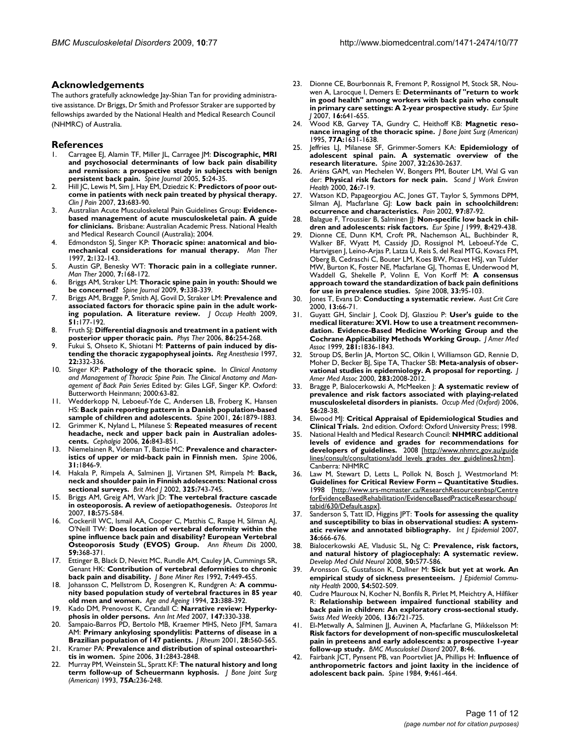## Acknowledgements

The authors gratefully acknowledge Jay-Shian Tan for providing administrative assistance. Dr Briggs, Dr Smith and Professor Straker are supported by fellowships awarded by the National Health and Medical Research Council (NHMRC) of Australia.

## References

1. Carragee EJ, Alamin TF, Miller JL, Carragee JM: **Discographic, MRI and psychosocial determinants of low back pain disability and remission: a prospective study in subjects with benign persistent back pain.** *Spine Journal* 2005, **5:**24-35.
2. Hill JC, Lewis M, Sim J, Hay EM, Dziedzic K: **Predictors of poor outcome in patients with neck pain treated by physical therapy.** *Clin J Pain* 2007, **23:**683-90.
3. Australian Acute Musculoskeletal Pain Guidelines Group: **Evidence-based management of acute musculoskeletal pain. A guide for clinicians.** Brisbane: Australian Academic Press. National Health and Medical Research Council (Australia); 2004.
4. Edmondston SJ, Singer KP: **Thoracic spine: anatomical and biomechanical considerations for manual therapy.** *Man Ther* 1997, **2:**132-143.
5. Austin GP, Benesky WT: **Thoracic pain in a collegiate runner.** *Man Ther* 2000, **7:**168-172.
6. Briggs AM, Straker LM: **Thoracic spine pain in youth: Should we be concerned?** *Spine Journal* 2009, **9:**338-339.
7. Briggs AM, Bragge P, Smith AJ, Govil D, Straker LM: **Prevalence and associated factors for thoracic spine pain in the adult working population. A literature review.** *J Occup Health* 2009, **51:**177-192.
8. Fruth SJ: **Differential diagnosis and treatment in a patient with posterior upper thoracic pain.** *Phys Ther* 2006, **86:**254-268.
9. Fukui S, Ohseto K, Shiotani M: **Patterns of pain induced by distending the thoracic zygapophyseal joints.** *Reg Anesthesia* 1997, **22:**332-336.
10. Singer KP: **Pathology of the thoracic spine.** In *Clinical Anatomy and Management of Thoracic Spine Pain. The Clinical Anatomy and Management of Back Pain Series* Edited by: Giles LGF, Singer KP. Oxford: Butterworth Heinmann; 2000:63-82.
11. Wedderkopp N, Leboeuf-Yde C, Andersen LB, Froberg K, Hansen HS: **Back pain reporting pattern in a Danish population-based sample of children and adolescents.** *Spine* 2001, **26:**1879-1883.
12. Grimmer K, Nyland L, Milanese S: **Repeated measures of recent headache, neck and upper back pain in Australian adolescents.** *Cephalgia* 2006, **26:**843-851.
13. Niemelainen R, Videman T, Battie MC: **Prevalence and characteristics of upper or mid-back pain in Finnish men.** *Spine* 2006, **31:**1846-9.
14. Hakala P, Rimpela A, Salminen JJ, Virtanen SM, Rimpela M: **Back, neck and shoulder pain in Finnish adolescents: National cross sectional surveys.** *Brit Med J* 2002, **325:**743-745.
15. Briggs AM, Greig AM, Wark JD: **The vertebral fracture cascade in osteoporosis. A review of aetiopathogenesis.** *Osteoporos Int* 2007, **18:**575-584.
16. Cockerill WC, Ismail AA, Cooper C, Matthis C, Raspe H, Silman AJ, O'Neill TW: **Does location of vertebral deformity within the spine influence back pain and disability? European Vertebral Osteoporosis Study (EVOS) Group.** *Ann Rheum Dis* 2000, **59:**368-371.
17. Ettinger B, Black D, Nevitt MC, Rundle AM, Cauley JA, Cummings SR, Genant HK: **Contribution of vertebral deformities to chronic back pain and disability.** *J Bone Miner Res* 1992, **7:**449-455.
18. Johansson C, Mellstrom D, Rosengren K, Rundgren A: **A community based population study of vertebral fractures in 85 year old men and women.** *Age and Ageing* 1994, **23:**388-392.
19. Kado DM, Prenovost K, Crandall C: **Narrative review: Hyperkyphosis in older persons.** *Ann Int Med* 2007, **147:**330-338.
20. Sampaio-Barros PD, Bertolo MB, Kraemer MHS, Neto JFM, Samara AM: **Primary ankylosing spondylitis: Patterns of disease in a Brazilian population of 147 patients.** *J Rheum* 2001, **28:**560-565.
21. Kramer PA: **Prevalence and distribution of spinal osteoarthritis in women.** *Spine* 2006, **31:**2843-2848.
22. Murray PM, Weinstein SL, Spratt KF: **The natural history and long term follow-up of Scheuermann kyphosis.** *J Bone Joint Surg (American)* 1993, **75A:**236-248.
23. Dionne CE, Bourbonnais R, Fremont P, Rossignol M, Stock SR, Nouwen A, Larocque I, Demers E: **Determinants of "return to work in good health" among workers with back pain who consult in primary care settings: A 2-year prospective study.** *Eur Spine J* 2007, **16:**641-655.
24. Wood KB, Garvey TA, Gundry C, Heithoff KB: **Magnetic resonance imaging of the thoracic spine.** *J Bone Joint Surg (American)* 1995, **77A:**1631-1638.
25. Jeffries LJ, Milanese SF, Grimmer-Somers KA: **Epidemiology of adolescent spinal pain. A systematic overview of the research literature.** *Spine* 2007, **32:**2630-2637.
26. Ariëns GAM, van Mechelen W, Bongers PM, Bouter LM, Wal G van der: **Physical risk factors for neck pain.** *Scand J Work Environ Health* 2000, **26:**7-19.
27. Watson KD, Papageorgiou AC, Jones GT, Taylor S, Symmons DPM, Silman AJ, Macfarlane GJ: **Low back pain in schoolchildren: occurrence and characteristics.** *Pain* 2002, **97:**87-92.
28. Balague F, Troussier B, Salminen JJ: **Non-specific low back in children and adolescents: risk factors.** *Eur Spine J* 1999, **8:**429-438.
29. Dionne CE, Dunn KM, Croft PR, Nachemson AL, Buchbinder R, Walker BF, Wyatt M, Cassidy JD, Rossignol M, Leboeuf-Yde C, Hartvigsen J, Leino-Arjas P, Latza U, Reis S, del Real MTG, Kovacs FM, Oberg B, Cedraschi C, Bouter LM, Koes BW, Picavet HSJ, van Tulder MW, Burton K, Foster NE, Macfarlane GJ, Thomas E, Underwood M, Waddell G, Shekelle P, Volinn E, Von Korff M: **A consensus approach toward the standardization of back pain definitions for use in prevalence studies.** *Spine* 2008, **33:**95-103.
30. Jones T, Evans D: **Conducting a systematic review.** *Aust Crit Care* 2000, **13:**66-71.
31. Guyatt GH, Sinclair J, Cook DJ, Glasziou P: **User's guide to the medical literature: XVI. How to use a treatment recommendation. Evidence-Based Medicine Working Group and the Cochrane Applicability Methods Working Group.** *J Amer Med Assoc* 1999, **281:**1836-1843.
32. Stroup DS, Berlin JA, Morton SC, Olkin I, Williamson GD, Rennie D, Moher D, Becker BJ, Sipe TA, Thacker SB: **Meta-analysis of observational studies in epidemiology. A proposal for reporting.** *J Amer Med Assoc* 2000, **283:**2008-2012.
33. Bragge P, Bialocerkowski A, McMeeken J: **A systematic review of prevalence and risk factors associated with playing-related musculoskeletal disorders in pianists.** *Occup Med (Oxford)* 2006, **56:**28-38.
34. Elwood MJ: **Critical Appraisal of Epidemiological Studies and Clinical Trials.** 2nd edition. Oxford: Oxford University Press; 1998.
35. National Health and Medical Research Council: **NHMRC additional levels of evidence and grades for recommendations for developers of guidelines.** 2008 [http://www.nhmrc.gov.au/guidelines/consult/consultations/add_levels_grades_dev_guidelines2.htm]. Canberra: NHMRC
36. Law M, Stewart D, Letts L, Pollok N, Bosch J, Westmorland M: **Guidelines for Critical Review Form – Quantitative Studies.** 1998 [http://www.srs-mcmaster.ca/ResearchResourcesnbsp/CentreforEvidenceBasedRehabilitation/EvidenceBasedPracticeResearchoup/tabid/630/Default.aspx].
37. Sanderson S, Tatt ID, Higgins JPT: **Tools for assessing the quality and susceptibility to bias in observational studies: A systematic review and annotated bibliography.** *Int J Epidemiol* 2007, **36:**666-676.
38. Bialocerkowski AE, Vladusic SL, Ng C: **Prevalence, risk factors, and natural history of plagiocephaly: A systematic review.** *Develop Med Child Neurol* 2008, **50:**577-586.
39. Aronsson G, Gustafsson K, Dallner M: **Sick but yet at work. An empirical study of sickness presenteeism.** *J Epidemiol Community Health* 2000, **54:**502-509.
40. Cudre Mauroux N, Kocher N, Bonfils R, Pirlet M, Meichtry A, Hilfiker R: **Relationship between impaired functional stability and back pain in children: An exploratory cross-sectional study.** *Swiss Med Weekly* 2006, **136:**721-725.
41. El-Metwally A, Salminen JJ, Auvinen A, Macfarlane G, Mikkelsson M: **Risk factors for development of non-specific musculoskeletal pain in preteens and early adolescents: a prospective 1-year follow-up study.** *BMC Musculoskel Disord* 2007, **8:**46.
42. Fairbank JCT, Pynsent PB, van Poortvliet JA, Phillips H: **Influence of anthropometric factors and joint laxity in the incidence of adolescent back pain.** *Spine* 1984, **9:**461-464.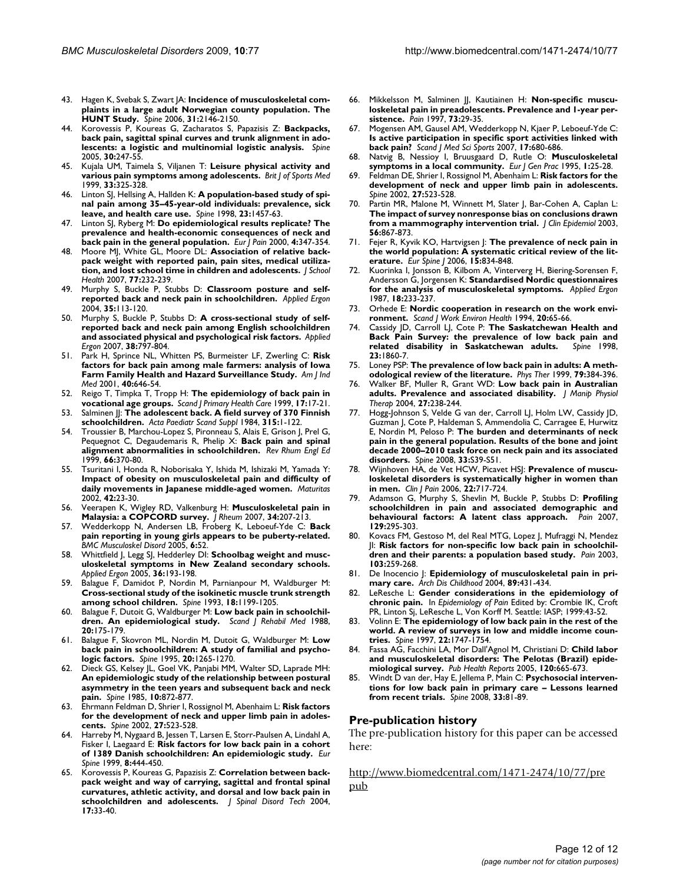43. Hagen K, Svebak S, Zwart JA: **Incidence of musculoskeletal complaints in a large adult Norwegian county population. The HUNT Study.** *Spine* 2006, **31:**2146-2150.
44. Korovessis P, Koureas G, Zacharatos S, Papazisis Z: **Backpacks, back pain, sagittal spinal curves and trunk alignment in adolescents: a logistic and multinomial logistic analysis.** *Spine* 2005, **30:**247-55.
45. Kujala UM, Taimela S, Viljanen T: **Leisure physical activity and various pain symptoms among adolescents.** *Brit J of Sports Med* 1999, **33:**325-328.
46. Linton SJ, Hellsing A, Hallden K: **A population-based study of spinal pain among 35–45-year-old individuals: prevalence, sick leave, and health care use.** *Spine* 1998, **23:**1457-63.
47. Linton SJ, Ryberg M: **Do epidemiological results replicate? The prevalence and health-economic consequences of neck and back pain in the general population.** *Eur J Pain* 2000, **4:**347-354.
48. Moore MJ, White GL, Moore DL: **Association of relative backpack weight with reported pain, pain sites, medical utilization, and lost school time in children and adolescents.** *J School Health* 2007, **77:**232-239.
49. Murphy S, Buckle P, Stubbs D: **Classroom posture and self-reported back and neck pain in schoolchildren.** *Applied Ergon* 2004, **35:**113-120.
50. Murphy S, Buckle P, Stubbs D: **A cross-sectional study of self-reported back and neck pain among English schoolchildren and associated physical and psychological risk factors.** *Applied Ergon* 2007, **38:**797-804.
51. Park H, Sprince NL, Whitten PS, Burmeister LF, Zwerling C: **Risk factors for back pain among male farmers: analysis of Iowa Farm Family Health and Hazard Surveillance Study.** *Am J Ind Med* 2001, **40:**646-54.
52. Reigo T, Timpka T, Tropp H: **The epidemiology of back pain in vocational age groups.** *Scand J Primary Health Care* 1999, **17:**17-21.
53. Salminen JJ: **The adolescent back. A field survey of 370 Finnish schoolchildren.** *Acta Paediatr Scand Suppl* 1984, **315:**1-122.
54. Troussier B, Marchou-Lopez S, Pironneau S, Alais E, Grison J, Prel G, Pequegnot C, Degaudemaris R, Phelip X: **Back pain and spinal alignment abnormalities in schoolchildren.** *Rev Rhum Engl Ed* 1999, **66:**370-80.
55. Tsuritani I, Honda R, Noborisaka Y, Ishida M, Ishizaki M, Yamada Y: **Impact of obesity on musculoskeletal pain and difficulty of daily movements in Japanese middle-aged women.** *Maturitas* 2002, **42:**23-30.
56. Veerapen K, Wigley RD, Valkenburg H: **Musculoskeletal pain in Malaysia: a COPCORD survey.** *J Rheum* 2007, **34:**207-213.
57. Wedderkopp N, Andersen LB, Froberg K, Leboeuf-Yde C: **Back pain reporting in young girls appears to be puberty-related.** *BMC Musculoskel Disord* 2005, **6:**52.
58. Whittfield J, Legg SJ, Hedderley DI: **Schoolbag weight and musculoskeletal symptoms in New Zealand secondary schools.** *Applied Ergon* 2005, **36:**193-198.
59. Balague F, Damidot P, Nordin M, Parnianpour M, Waldburger M: **Cross-sectional study of the isokinetic muscle trunk strength among school children.** *Spine* 1993, **18:**1199-1205.
60. Balague F, Dutoit G, Waldburger M: **Low back pain in schoolchildren. An epidemiological study.** *Scand J Rehabil Med* 1988, **20:**175-179.
61. Balague F, Skovron ML, Nordin M, Dutoit G, Waldburger M: **Low back pain in schoolchildren: A study of familial and psychologic factors.** *Spine* 1995, **20:**1265-1270.
62. Dieck GS, Kelsey JL, Goel VK, Panjabi MM, Walter SD, Laprade MH: **An epidemiologic study of the relationship between postural asymmetry in the teen years and subsequent back and neck pain.** *Spine* 1985, **10:**872-877.
63. Ehrmann Feldman D, Shrier I, Rossignol M, Abenhaim L: **Risk factors for the development of neck and upper limb pain in adolescents.** *Spine* 2002, **27:**523-528.
64. Harreby M, Nygaard B, Jessen T, Larsen E, Storr-Paulsen A, Lindahl A, Fisker I, Laegaard E: **Risk factors for low back pain in a cohort of 1389 Danish schoolchildren: An epidemiologic study.** *Eur Spine* 1999, **8:**444-450.
65. Korovessis P, Koureas G, Papazisis Z: **Correlation between backpack weight and way of carrying, sagittal and frontal spinal curvatures, athletic activity, and dorsal and low back pain in schoolchildren and adolescents.** *J Spinal Disord Tech* 2004, **17:**33-40.
66. Mikkelsson M, Salminen JJ, Kautiainen H: **Non-specific musculoskeletal pain in preadolescents. Prevalence and 1-year persistence.** *Pain* 1997, **73:**29-35.
67. Mogensen AM, Gausel AM, Wedderkopp N, Kjaer P, Leboeuf-Yde C: **Is active participation in specific sport activities linked with back pain?** *Scand J Med Sci Sports* 2007, **17:**680-686.
68. Natvig B, Nessioy I, Bruusgaard D, Rutle O: **Musculoskeletal symptoms in a local community.** *Eur J Gen Prac* 1995, **1:**25-28.
69. Feldman DE, Shrier I, Rossignol M, Abenhaim L: **Risk factors for the development of neck and upper limb pain in adolescents.** *Spine* 2002, **27:**523-528.
70. Partin MR, Malone M, Winnett M, Slater J, Bar-Cohen A, Caplan L: **The impact of survey nonresponse bias on conclusions drawn from a mammography intervention trial.** *J Clin Epidemiol* 2003, **56:**867-873.
71. Fejer R, Kyvik KO, Hartvigsen J: **The prevalence of neck pain in the world population: A systematic critical review of the literature.** *Eur Spine J* 2006, **15:**834-848.
72. Kuorinka I, Jonsson B, Kilbom A, Vinterverg H, Biering-Sorensen F, Andersson G, Jorgensen K: **Standardised Nordic questionnaires for the analysis of musculoskeletal symptoms.** *Applied Ergon* 1987, **18:**233-237.
73. Orhede E: **Nordic cooperation in research on the work environment.** *Scand J Work Environ Health* 1994, **20:**65-66.
74. Cassidy JD, Carroll LJ, Cote P: **The Saskatchewan Health and Back Pain Survey: the prevalence of low back pain and related disability in Saskatchewan adults.** *Spine* 1998, **23:**1860-7.
75. Loney PSP: **The prevalence of low back pain in adults: A methodological review of the literature.** *Phys Ther* 1999, **79:**384-396.
76. Walker BF, Muller R, Grant WD: **Low back pain in Australian adults. Prevalence and associated disability.** *J Manip Physiol Therap* 2004, **27:**238-244.
77. Hogg-Johnson S, Velde G van der, Carroll LJ, Holm LW, Cassidy JD, Guzman J, Cote P, Haldeman S, Ammendolia C, Carragee E, Hurwitz E, Nordin M, Peloso P: **The burden and determinants of neck pain in the general population. Results of the bone and joint decade 2000–2010 task force on neck pain and its associated disorders.** *Spine* 2008, **33:**S39-S51.
78. Wijnhoven HA, de Vet HCW, Picavet HSJ: **Prevalence of musculoskeletal disorders is systematically higher in women than in men.** *Clin J Pain* 2006, **22:**717-724.
79. Adamson G, Murphy S, Shevlin M, Buckle P, Stubbs D: **Profiling schoolchildren in pain and associated demographic and behavioural factors: A latent class approach.** *Pain* 2007, **129:**295-303.
80. Kovacs FM, Gestoso M, del Real MTG, Lopez J, Mufraggi N, Mendez JI: **Risk factors for non-specific low back pain in schoolchildren and their parents: a population based study.** *Pain* 2003, **103:**259-268.
81. De Inocencio J: **Epidemiology of musculoskeletal pain in primary care.** *Arch Dis Childhood* 2004, **89:**431-434.
82. LeResche L: **Gender considerations in the epidemiology of chronic pain.** In *Epidemiology of Pain* Edited by: Crombie IK, Croft PR, Linton SJ, LeResche L, Von Korff M. Seattle: IASP; 1999:43-52.
83. Volinn E: **The epidemiology of low back pain in the rest of the world. A review of surveys in low and middle income countries.** *Spine* 1997, **22:**1747-1754.
84. Fassa AG, Facchini LA, Mor Dall'Agnol M, Christiani D: **Child labor and musculoskeletal disorders: The Pelotas (Brazil) epidemiological survey.** *Pub Health Reports* 2005, **120:**665-673.
85. Windt D van der, Hay E, Jellema P, Main C: **Psychosocial interventions for low back pain in primary care – Lessons learned from recent trials.** *Spine* 2008, **33:**81-89.

## Pre-publication history

The pre-publication history for this paper can be accessed here:

http://www.biomedcentral.com/1471-2474/10/77/prepub